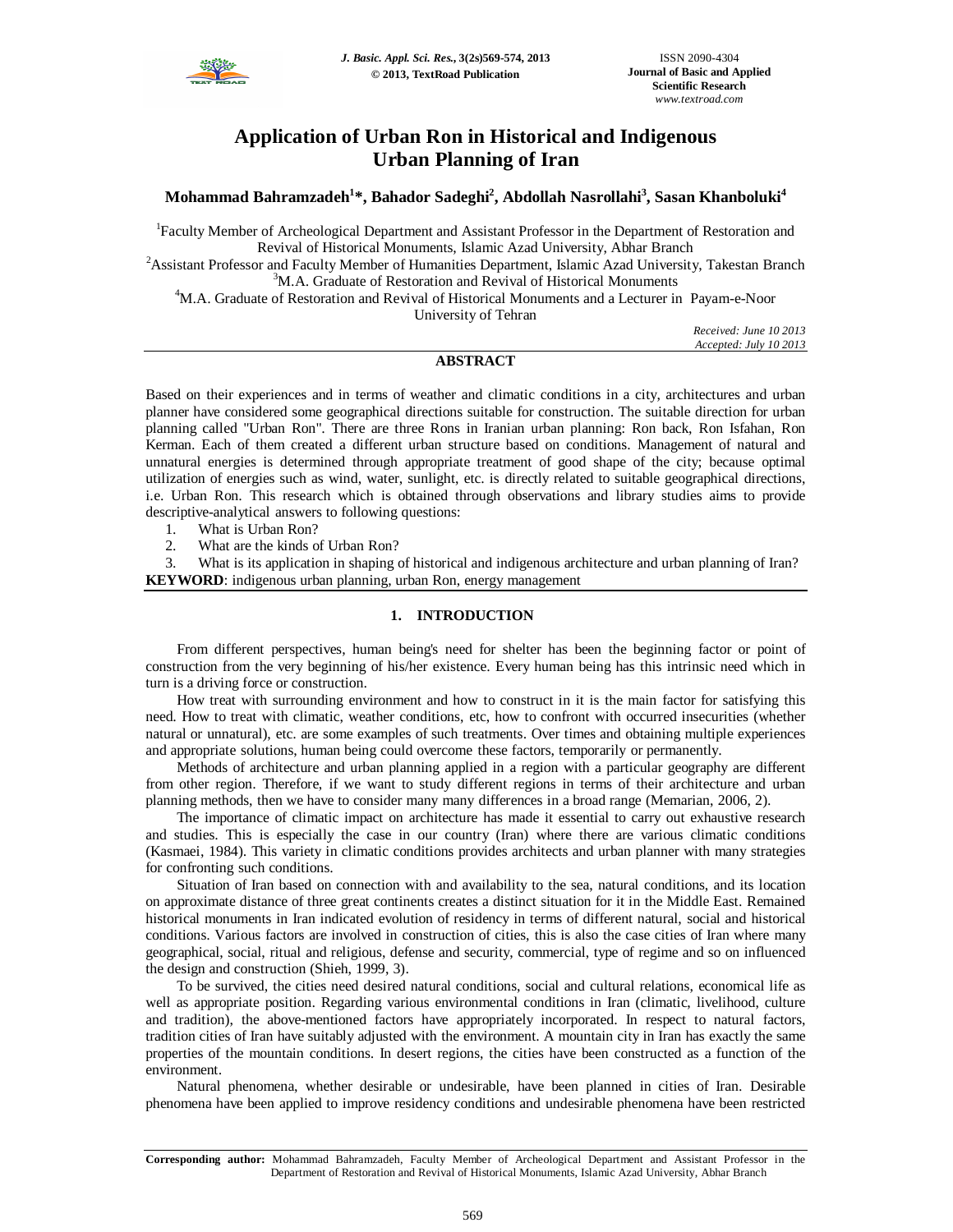# Application of Urban Ron in Historical and Indigenous Urban Planning of Iran

**Mohammad Bahramzadeh[1]\*, Bahador Sadeghi[2], Abdollah Nasrollahi[3], Sasan Khanboluki[4]**

[1]Faculty Member of Archeological Department and Assistant Professor in the Department of Restoration and Revival of Historical Monuments, Islamic Azad University, Abhar Branch
[2]Assistant Professor and Faculty Member of Humanities Department, Islamic Azad University, Takestan Branch
[3]M.A. Graduate of Restoration and Revival of Historical Monuments
[4]M.A. Graduate of Restoration and Revival of Historical Monuments and a Lecturer in Payam-e-Noor University of Tehran

*Received: June 10 2013*
*Accepted: July 10 2013*

## ABSTRACT

Based on their experiences and in terms of weather and climatic conditions in a city, architectures and urban planner have considered some geographical directions suitable for construction. The suitable direction for urban planning called "Urban Ron". There are three Rons in Iranian urban planning: Ron back, Ron Isfahan, Ron Kerman. Each of them created a different urban structure based on conditions. Management of natural and unnatural energies is determined through appropriate treatment of good shape of the city; because optimal utilization of energies such as wind, water, sunlight, etc. is directly related to suitable geographical directions, i.e. Urban Ron. This research which is obtained through observations and library studies aims to provide descriptive-analytical answers to following questions:

1. What is Urban Ron?
2. What are the kinds of Urban Ron?
3. What is its application in shaping of historical and indigenous architecture and urban planning of Iran?

**KEYWORD**: indigenous urban planning, urban Ron, energy management

## 1. INTRODUCTION

From different perspectives, human being's need for shelter has been the beginning factor or point of construction from the very beginning of his/her existence. Every human being has this intrinsic need which in turn is a driving force or construction.

How treat with surrounding environment and how to construct in it is the main factor for satisfying this need. How to treat with climatic, weather conditions, etc, how to confront with occurred insecurities (whether natural or unnatural), etc. are some examples of such treatments. Over times and obtaining multiple experiences and appropriate solutions, human being could overcome these factors, temporarily or permanently.

Methods of architecture and urban planning applied in a region with a particular geography are different from other region. Therefore, if we want to study different regions in terms of their architecture and urban planning methods, then we have to consider many many differences in a broad range (Memarian, 2006, 2).

The importance of climatic impact on architecture has made it essential to carry out exhaustive research and studies. This is especially the case in our country (Iran) where there are various climatic conditions (Kasmaei, 1984). This variety in climatic conditions provides architects and urban planner with many strategies for confronting such conditions.

Situation of Iran based on connection with and availability to the sea, natural conditions, and its location on approximate distance of three great continents creates a distinct situation for it in the Middle East. Remained historical monuments in Iran indicated evolution of residency in terms of different natural, social and historical conditions. Various factors are involved in construction of cities, this is also the case cities of Iran where many geographical, social, ritual and religious, defense and security, commercial, type of regime and so on influenced the design and construction (Shieh, 1999, 3).

To be survived, the cities need desired natural conditions, social and cultural relations, economical life as well as appropriate position. Regarding various environmental conditions in Iran (climatic, livelihood, culture and tradition), the above-mentioned factors have appropriately incorporated. In respect to natural factors, tradition cities of Iran have suitably adjusted with the environment. A mountain city in Iran has exactly the same properties of the mountain conditions. In desert regions, the cities have been constructed as a function of the environment.

Natural phenomena, whether desirable or undesirable, have been planned in cities of Iran. Desirable phenomena have been applied to improve residency conditions and undesirable phenomena have been restricted

**Corresponding author:** Mohammad Bahramzadeh, Faculty Member of Archeological Department and Assistant Professor in the Department of Restoration and Revival of Historical Monuments, Islamic Azad University, Abhar Branch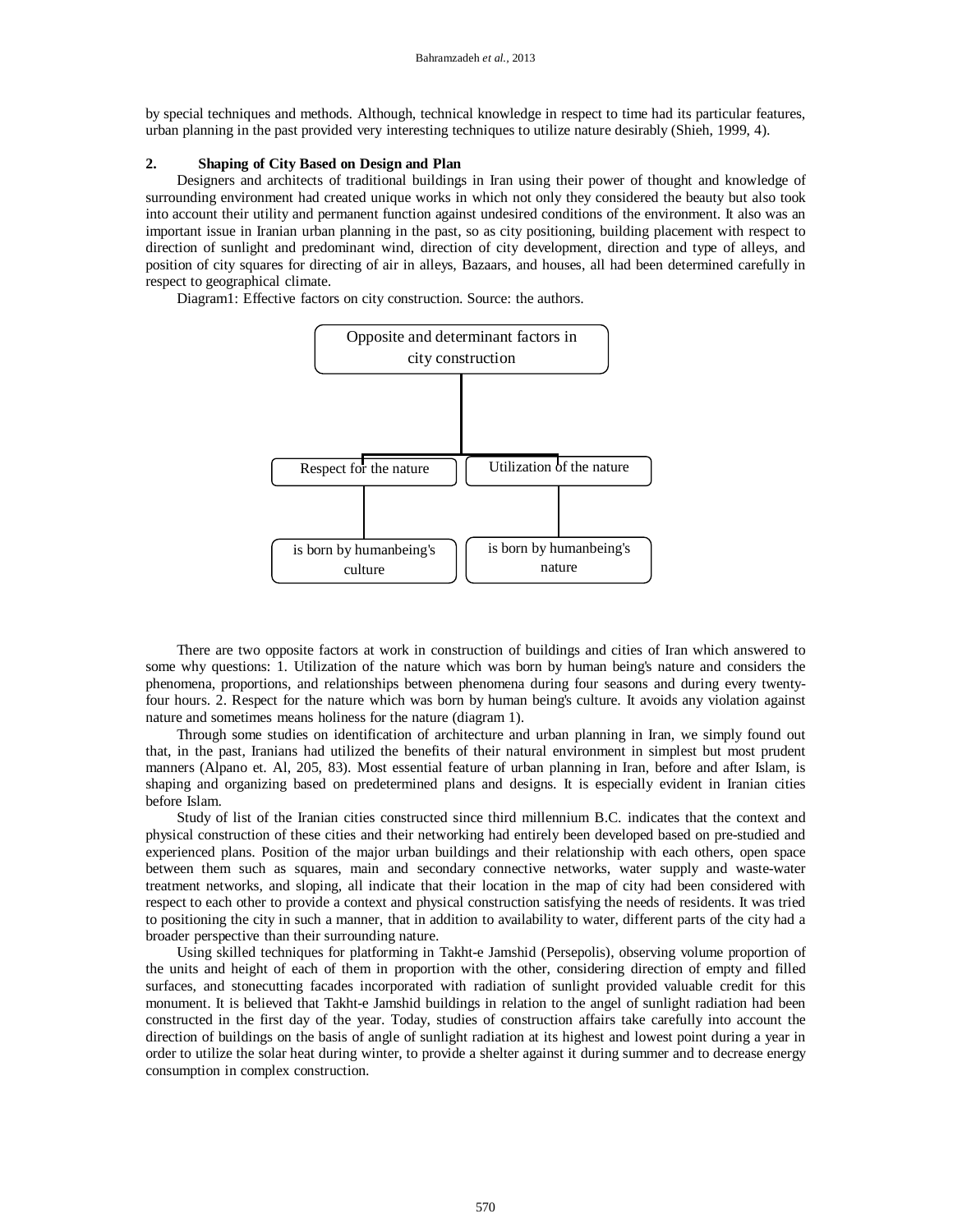by special techniques and methods. Although, technical knowledge in respect to time had its particular features, urban planning in the past provided very interesting techniques to utilize nature desirably (Shieh, 1999, 4).

## 2. Shaping of City Based on Design and Plan

Designers and architects of traditional buildings in Iran using their power of thought and knowledge of surrounding environment had created unique works in which not only they considered the beauty but also took into account their utility and permanent function against undesired conditions of the environment. It also was an important issue in Iranian urban planning in the past, so as city positioning, building placement with respect to direction of sunlight and predominant wind, direction of city development, direction and type of alleys, and position of city squares for directing of air in alleys, Bazaars, and houses, all had been determined carefully in respect to geographical climate.

Diagram1: Effective factors on city construction. Source: the authors.

Opposite and determinant factors in city construction

- Respect for the nature
  - is born by humanbeing's culture
- Utilization of the nature
  - is born by humanbeing's nature

There are two opposite factors at work in construction of buildings and cities of Iran which answered to some why questions: 1. Utilization of the nature which was born by human being's nature and considers the phenomena, proportions, and relationships between phenomena during four seasons and during every twenty-four hours. 2. Respect for the nature which was born by human being's culture. It avoids any violation against nature and sometimes means holiness for the nature (diagram 1).

Through some studies on identification of architecture and urban planning in Iran, we simply found out that, in the past, Iranians had utilized the benefits of their natural environment in simplest but most prudent manners (Alpano et. Al, 205, 83). Most essential feature of urban planning in Iran, before and after Islam, is shaping and organizing based on predetermined plans and designs. It is especially evident in Iranian cities before Islam.

Study of list of the Iranian cities constructed since third millennium B.C. indicates that the context and physical construction of these cities and their networking had entirely been developed based on pre-studied and experienced plans. Position of the major urban buildings and their relationship with each others, open space between them such as squares, main and secondary connective networks, water supply and waste-water treatment networks, and sloping, all indicate that their location in the map of city had been considered with respect to each other to provide a context and physical construction satisfying the needs of residents. It was tried to positioning the city in such a manner, that in addition to availability to water, different parts of the city had a broader perspective than their surrounding nature.

Using skilled techniques for platforming in Takht-e Jamshid (Persepolis), observing volume proportion of the units and height of each of them in proportion with the other, considering direction of empty and filled surfaces, and stonecutting facades incorporated with radiation of sunlight provided valuable credit for this monument. It is believed that Takht-e Jamshid buildings in relation to the angel of sunlight radiation had been constructed in the first day of the year. Today, studies of construction affairs take carefully into account the direction of buildings on the basis of angle of sunlight radiation at its highest and lowest point during a year in order to utilize the solar heat during winter, to provide a shelter against it during summer and to decrease energy consumption in complex construction.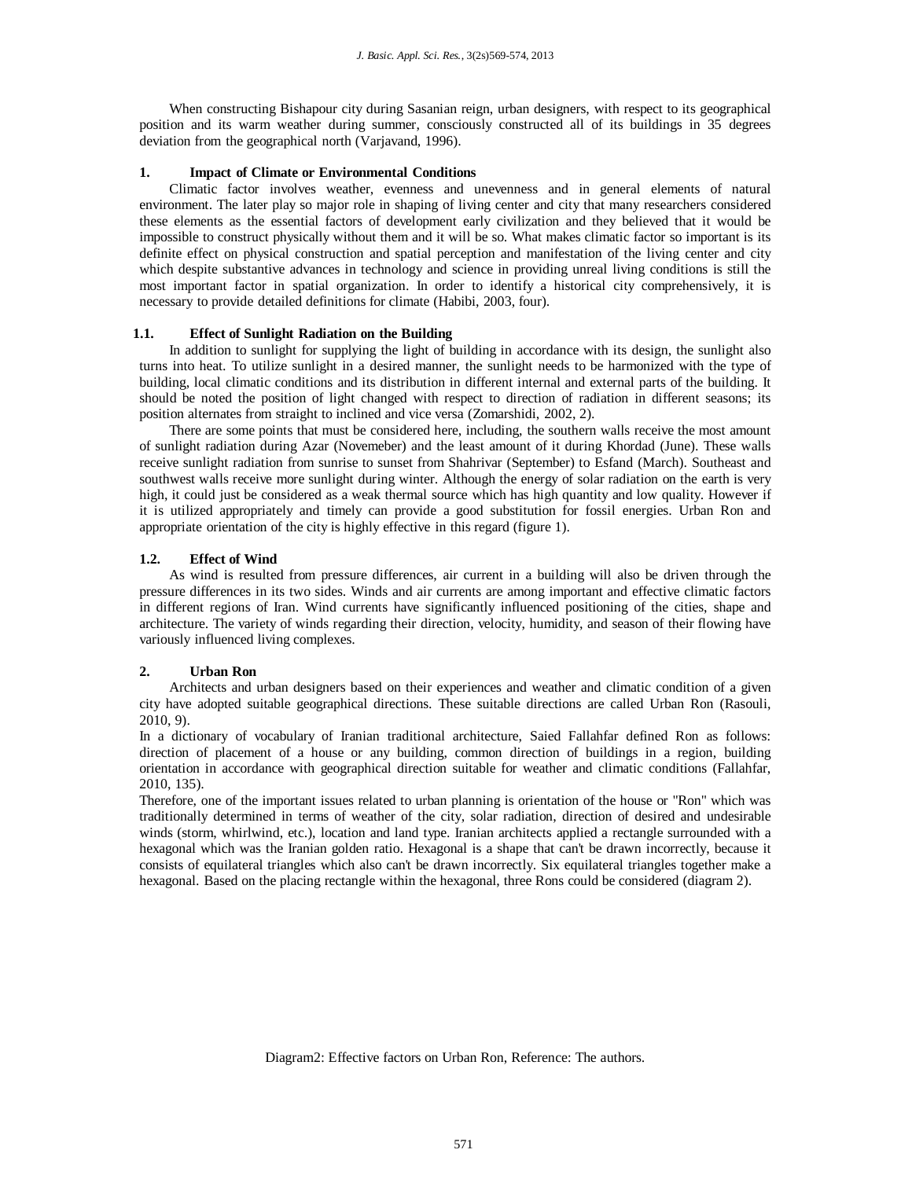When constructing Bishapour city during Sasanian reign, urban designers, with respect to its geographical position and its warm weather during summer, consciously constructed all of its buildings in 35 degrees deviation from the geographical north (Varjavand, 1996).

## 1. Impact of Climate or Environmental Conditions

Climatic factor involves weather, evenness and unevenness and in general elements of natural environment. The later play so major role in shaping of living center and city that many researchers considered these elements as the essential factors of development early civilization and they believed that it would be impossible to construct physically without them and it will be so. What makes climatic factor so important is its definite effect on physical construction and spatial perception and manifestation of the living center and city which despite substantive advances in technology and science in providing unreal living conditions is still the most important factor in spatial organization. In order to identify a historical city comprehensively, it is necessary to provide detailed definitions for climate (Habibi, 2003, four).

### 1.1. Effect of Sunlight Radiation on the Building

In addition to sunlight for supplying the light of building in accordance with its design, the sunlight also turns into heat. To utilize sunlight in a desired manner, the sunlight needs to be harmonized with the type of building, local climatic conditions and its distribution in different internal and external parts of the building. It should be noted the position of light changed with respect to direction of radiation in different seasons; its position alternates from straight to inclined and vice versa (Zomarshidi, 2002, 2).

There are some points that must be considered here, including, the southern walls receive the most amount of sunlight radiation during Azar (Novemeber) and the least amount of it during Khordad (June). These walls receive sunlight radiation from sunrise to sunset from Shahrivar (September) to Esfand (March). Southeast and southwest walls receive more sunlight during winter. Although the energy of solar radiation on the earth is very high, it could just be considered as a weak thermal source which has high quantity and low quality. However if it is utilized appropriately and timely can provide a good substitution for fossil energies. Urban Ron and appropriate orientation of the city is highly effective in this regard (figure 1).

### 1.2. Effect of Wind

As wind is resulted from pressure differences, air current in a building will also be driven through the pressure differences in its two sides. Winds and air currents are among important and effective climatic factors in different regions of Iran. Wind currents have significantly influenced positioning of the cities, shape and architecture. The variety of winds regarding their direction, velocity, humidity, and season of their flowing have variously influenced living complexes.

## 2. Urban Ron

Architects and urban designers based on their experiences and weather and climatic condition of a given city have adopted suitable geographical directions. These suitable directions are called Urban Ron (Rasouli, 2010, 9).

In a dictionary of vocabulary of Iranian traditional architecture, Saied Fallahfar defined Ron as follows: direction of placement of a house or any building, common direction of buildings in a region, building orientation in accordance with geographical direction suitable for weather and climatic conditions (Fallahfar, 2010, 135).

Therefore, one of the important issues related to urban planning is orientation of the house or "Ron" which was traditionally determined in terms of weather of the city, solar radiation, direction of desired and undesirable winds (storm, whirlwind, etc.), location and land type. Iranian architects applied a rectangle surrounded with a hexagonal which was the Iranian golden ratio. Hexagonal is a shape that can't be drawn incorrectly, because it consists of equilateral triangles which also can't be drawn incorrectly. Six equilateral triangles together make a hexagonal. Based on the placing rectangle within the hexagonal, three Rons could be considered (diagram 2).

Diagram2: Effective factors on Urban Ron, Reference: The authors.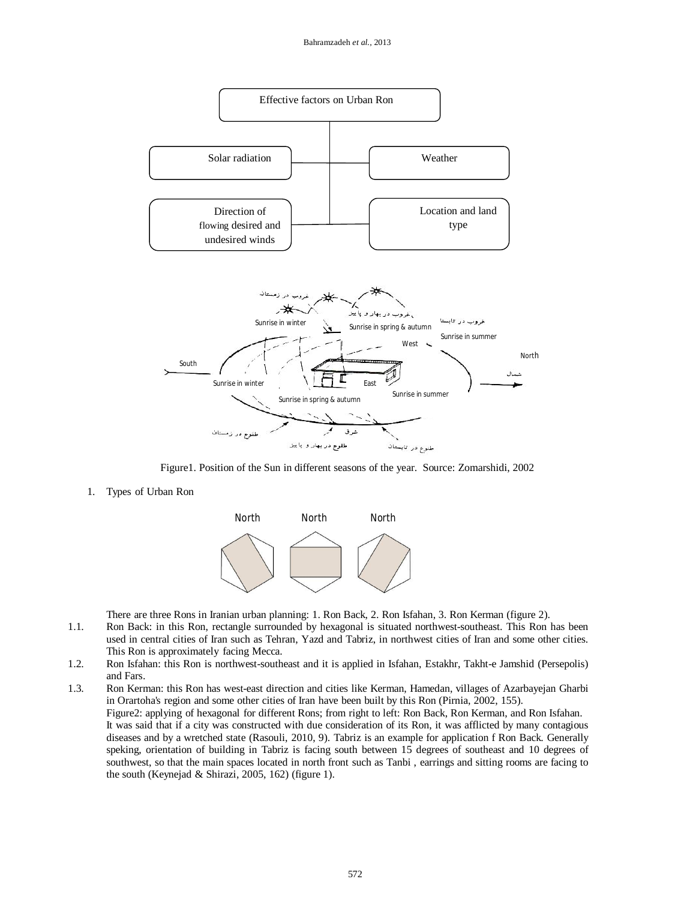Effective factors on Urban Ron

- Solar radiation
- Weather
- Direction of flowing desired and undesired winds
- Location and land type

Figure1. Position of the Sun in different seasons of the year. Source: Zomarshidi, 2002

1. Types of Urban Ron

There are three Rons in Iranian urban planning: 1. Ron Back, 2. Ron Isfahan, 3. Ron Kerman (figure 2).

1.1. Ron Back: in this Ron, rectangle surrounded by hexagonal is situated northwest-southeast. This Ron has been used in central cities of Iran such as Tehran, Yazd and Tabriz, in northwest cities of Iran and some other cities. This Ron is approximately facing Mecca.

1.2. Ron Isfahan: this Ron is northwest-southeast and it is applied in Isfahan, Estakhr, Takht-e Jamshid (Persepolis) and Fars.

1.3. Ron Kerman: this Ron has west-east direction and cities like Kerman, Hamedan, villages of Azarbayejan Gharbi in Orartoha's region and some other cities of Iran have been built by this Ron (Pirnia, 2002, 155).

Figure2: applying of hexagonal for different Rons; from right to left: Ron Back, Ron Kerman, and Ron Isfahan.

It was said that if a city was constructed with due consideration of its Ron, it was afflicted by many contagious diseases and by a wretched state (Rasouli, 2010, 9). Tabriz is an example for application f Ron Back. Generally speking, orientation of building in Tabriz is facing south between 15 degrees of southeast and 10 degrees of southwest, so that the main spaces located in north front such as Tanbi , earrings and sitting rooms are facing to the south (Keynejad & Shirazi, 2005, 162) (figure 1).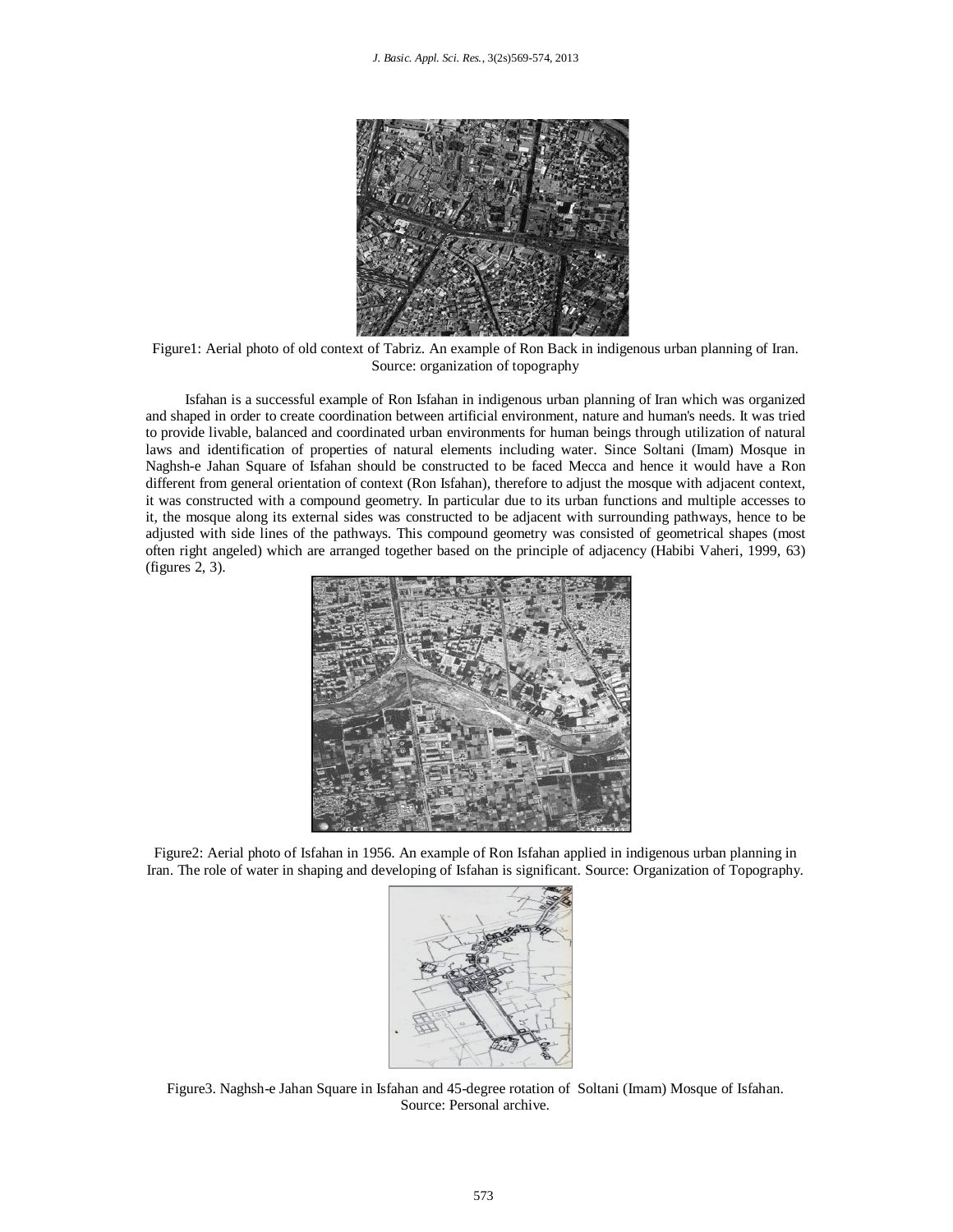Figure1: Aerial photo of old context of Tabriz. An example of Ron Back in indigenous urban planning of Iran. Source: organization of topography

Isfahan is a successful example of Ron Isfahan in indigenous urban planning of Iran which was organized and shaped in order to create coordination between artificial environment, nature and human's needs. It was tried to provide livable, balanced and coordinated urban environments for human beings through utilization of natural laws and identification of properties of natural elements including water. Since Soltani (Imam) Mosque in Naghsh-e Jahan Square of Isfahan should be constructed to be faced Mecca and hence it would have a Ron different from general orientation of context (Ron Isfahan), therefore to adjust the mosque with adjacent context, it was constructed with a compound geometry. In particular due to its urban functions and multiple accesses to it, the mosque along its external sides was constructed to be adjacent with surrounding pathways, hence to be adjusted with side lines of the pathways. This compound geometry was consisted of geometrical shapes (most often right angeled) which are arranged together based on the principle of adjacency (Habibi Vaheri, 1999, 63) (figures 2, 3).

Figure2: Aerial photo of Isfahan in 1956. An example of Ron Isfahan applied in indigenous urban planning in Iran. The role of water in shaping and developing of Isfahan is significant. Source: Organization of Topography.

Figure3. Naghsh-e Jahan Square in Isfahan and 45-degree rotation of Soltani (Imam) Mosque of Isfahan. Source: Personal archive.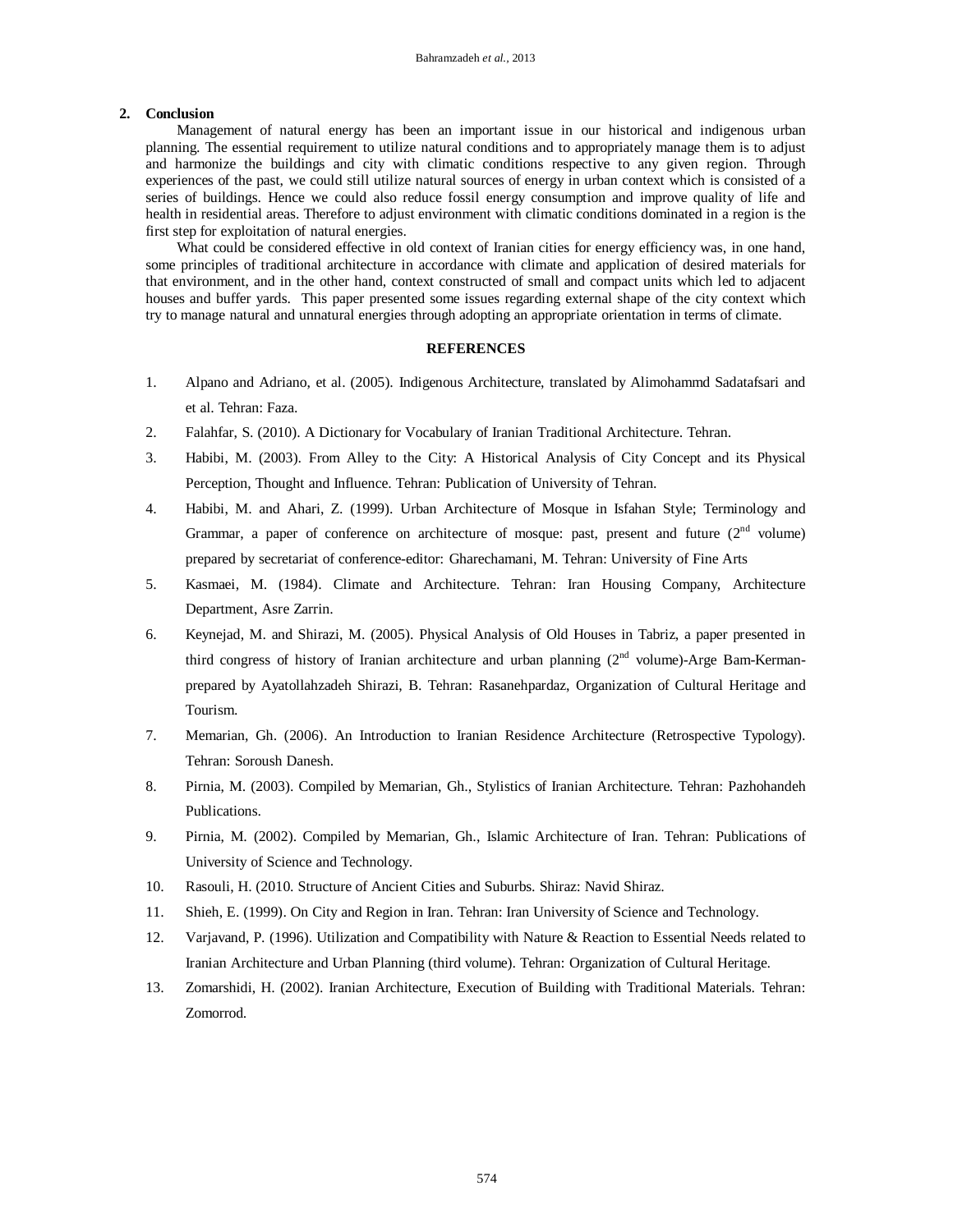## 2. Conclusion

Management of natural energy has been an important issue in our historical and indigenous urban planning. The essential requirement to utilize natural conditions and to appropriately manage them is to adjust and harmonize the buildings and city with climatic conditions respective to any given region. Through experiences of the past, we could still utilize natural sources of energy in urban context which is consisted of a series of buildings. Hence we could also reduce fossil energy consumption and improve quality of life and health in residential areas. Therefore to adjust environment with climatic conditions dominated in a region is the first step for exploitation of natural energies.

What could be considered effective in old context of Iranian cities for energy efficiency was, in one hand, some principles of traditional architecture in accordance with climate and application of desired materials for that environment, and in the other hand, context constructed of small and compact units which led to adjacent houses and buffer yards. This paper presented some issues regarding external shape of the city context which try to manage natural and unnatural energies through adopting an appropriate orientation in terms of climate.

## REFERENCES

1. Alpano and Adriano, et al. (2005). Indigenous Architecture, translated by Alimohammd Sadatafsari and et al. Tehran: Faza.
2. Falahfar, S. (2010). A Dictionary for Vocabulary of Iranian Traditional Architecture. Tehran.
3. Habibi, M. (2003). From Alley to the City: A Historical Analysis of City Concept and its Physical Perception, Thought and Influence. Tehran: Publication of University of Tehran.
4. Habibi, M. and Ahari, Z. (1999). Urban Architecture of Mosque in Isfahan Style; Terminology and Grammar, a paper of conference on architecture of mosque: past, present and future (2nd volume) prepared by secretariat of conference-editor: Gharechamani, M. Tehran: University of Fine Arts
5. Kasmaei, M. (1984). Climate and Architecture. Tehran: Iran Housing Company, Architecture Department, Asre Zarrin.
6. Keynejad, M. and Shirazi, M. (2005). Physical Analysis of Old Houses in Tabriz, a paper presented in third congress of history of Iranian architecture and urban planning (2nd volume)-Arge Bam-Kerman-prepared by Ayatollahzadeh Shirazi, B. Tehran: Rasanehpardaz, Organization of Cultural Heritage and Tourism.
7. Memarian, Gh. (2006). An Introduction to Iranian Residence Architecture (Retrospective Typology). Tehran: Soroush Danesh.
8. Pirnia, M. (2003). Compiled by Memarian, Gh., Stylistics of Iranian Architecture. Tehran: Pazhohandeh Publications.
9. Pirnia, M. (2002). Compiled by Memarian, Gh., Islamic Architecture of Iran. Tehran: Publications of University of Science and Technology.
10. Rasouli, H. (2010. Structure of Ancient Cities and Suburbs. Shiraz: Navid Shiraz.
11. Shieh, E. (1999). On City and Region in Iran. Tehran: Iran University of Science and Technology.
12. Varjavand, P. (1996). Utilization and Compatibility with Nature & Reaction to Essential Needs related to Iranian Architecture and Urban Planning (third volume). Tehran: Organization of Cultural Heritage.
13. Zomarshidi, H. (2002). Iranian Architecture, Execution of Building with Traditional Materials. Tehran: Zomorrod.